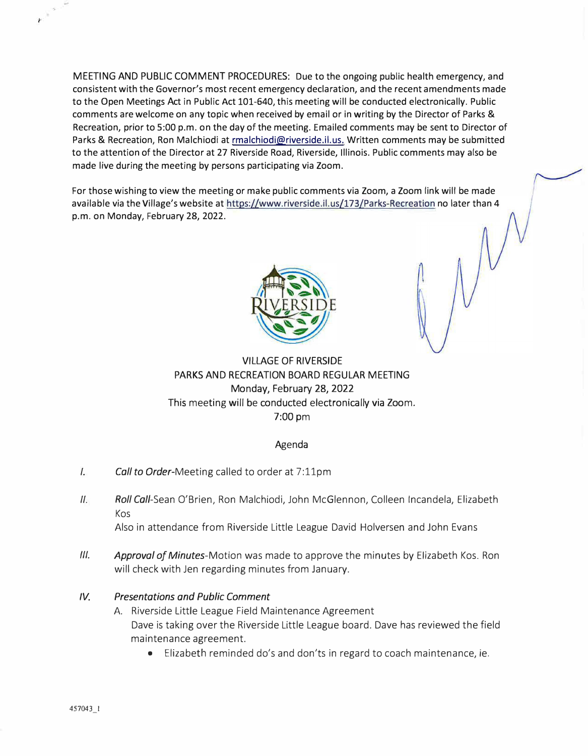MEETING AND PUBLIC COMMENT PROCEDURES: Due to the ongoing public health emergency, and consistent with the Governor's most recent emergency declaration, and the recent amendments made to the Open Meetings Act in Public Act 101-640, this meeting will be conducted electronically. Public comments are welcome on any topic when received by email or in writing by the Director of Parks & Recreation, prior to 5:00 p.m. on the day of the meeting. Emailed comments may be sent to Director of Parks & Recreation, Ron Malchiodi at rmalchiodi@riverside.il.us. Written comments may be submitted to the attention of the Director at 27 Riverside Road, Riverside, Illinois. Public comments may also be made live during the meeting by persons participating via Zoom.

For those wishing to view the meeting or make public comments via Zoom, a Zoom link will be made available via the Village's website at https://www.riverside.il.us/173/Parks-Recreation no later than 4 p.m. on Monday, February 28, 2022.

VILLAGE OF RIVERSIDE
PARKS AND RECREATION BOARD REGULAR MEETING
Monday, February 28, 2022
This meeting will be conducted electronically via Zoom.
7:00 pm

Agenda

I. *Call to Order*-Meeting called to order at 7:11pm

II. *Roll Call*-Sean O'Brien, Ron Malchiodi, John McGlennon, Colleen Incandela, Elizabeth Kos
Also in attendance from Riverside Little League David Holversen and John Evans

III. *Approval of Minutes*-Motion was made to approve the minutes by Elizabeth Kos. Ron will check with Jen regarding minutes from January.

IV. *Presentations and Public Comment*

A. Riverside Little League Field Maintenance Agreement
Dave is taking over the Riverside Little League board. Dave has reviewed the field maintenance agreement.

- Elizabeth reminded do's and don'ts in regard to coach maintenance, ie.

457043_1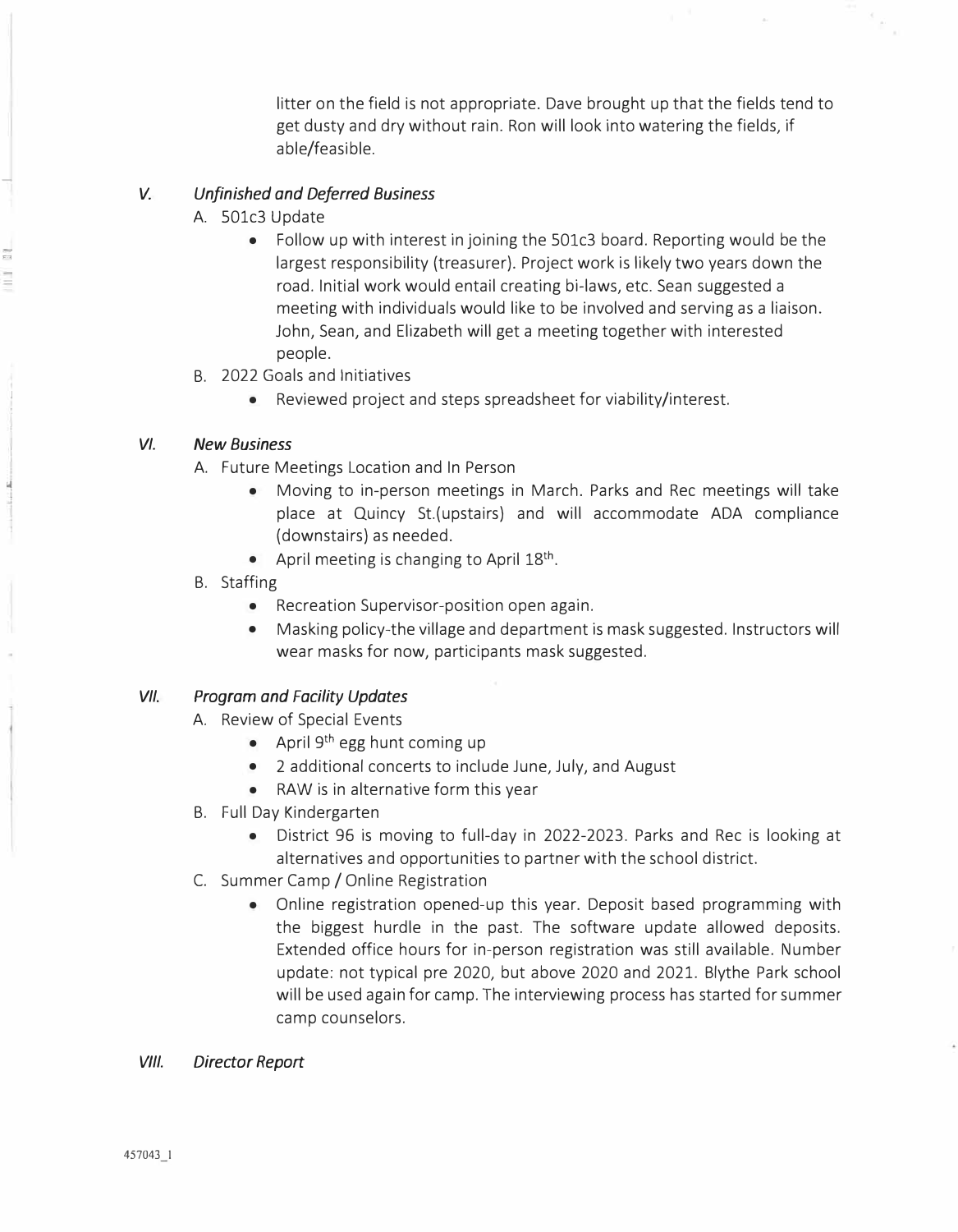litter on the field is not appropriate. Dave brought up that the fields tend to get dusty and dry without rain. Ron will look into watering the fields, if able/feasible.

## V. *Unfinished and Deferred Business*

A. 501c3 Update

- Follow up with interest in joining the 501c3 board. Reporting would be the largest responsibility (treasurer). Project work is likely two years down the road. Initial work would entail creating bi-laws, etc. Sean suggested a meeting with individuals would like to be involved and serving as a liaison. John, Sean, and Elizabeth will get a meeting together with interested people.

B. 2022 Goals and Initiatives

- Reviewed project and steps spreadsheet for viability/interest.

## VI. *New Business*

A. Future Meetings Location and In Person

- Moving to in-person meetings in March. Parks and Rec meetings will take place at Quincy St.(upstairs) and will accommodate ADA compliance (downstairs) as needed.
- April meeting is changing to April 18th.

B. Staffing

- Recreation Supervisor-position open again.
- Masking policy-the village and department is mask suggested. Instructors will wear masks for now, participants mask suggested.

## VII. *Program and Facility Updates*

A. Review of Special Events

- April 9th egg hunt coming up
- 2 additional concerts to include June, July, and August
- RAW is in alternative form this year

B. Full Day Kindergarten

- District 96 is moving to full-day in 2022-2023. Parks and Rec is looking at alternatives and opportunities to partner with the school district.

C. Summer Camp / Online Registration

- Online registration opened-up this year. Deposit based programming with the biggest hurdle in the past. The software update allowed deposits. Extended office hours for in-person registration was still available. Number update: not typical pre 2020, but above 2020 and 2021. Blythe Park school will be used again for camp. The interviewing process has started for summer camp counselors.

## VIII. *Director Report*

457043_1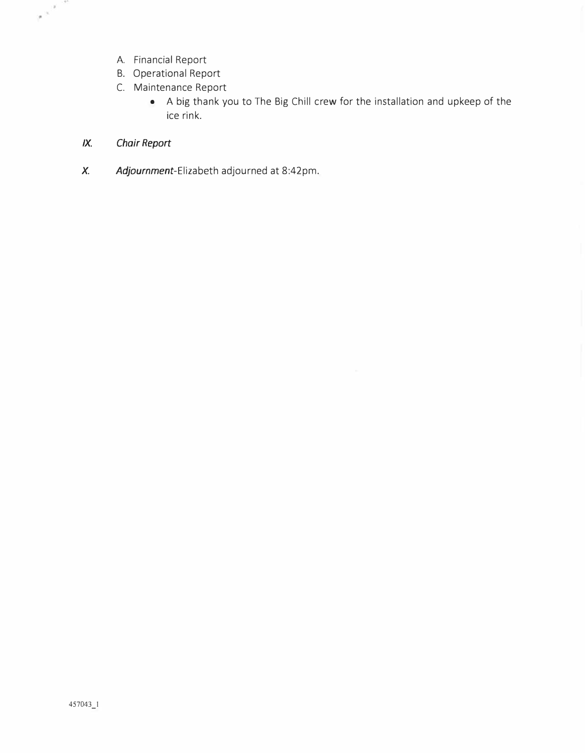A. Financial Report
B. Operational Report
C. Maintenance Report
    - A big thank you to The Big Chill crew for the installation and upkeep of the ice rink.

***IX. Chair Report***

***X. Adjournment***-Elizabeth adjourned at 8:42pm.

457043_1